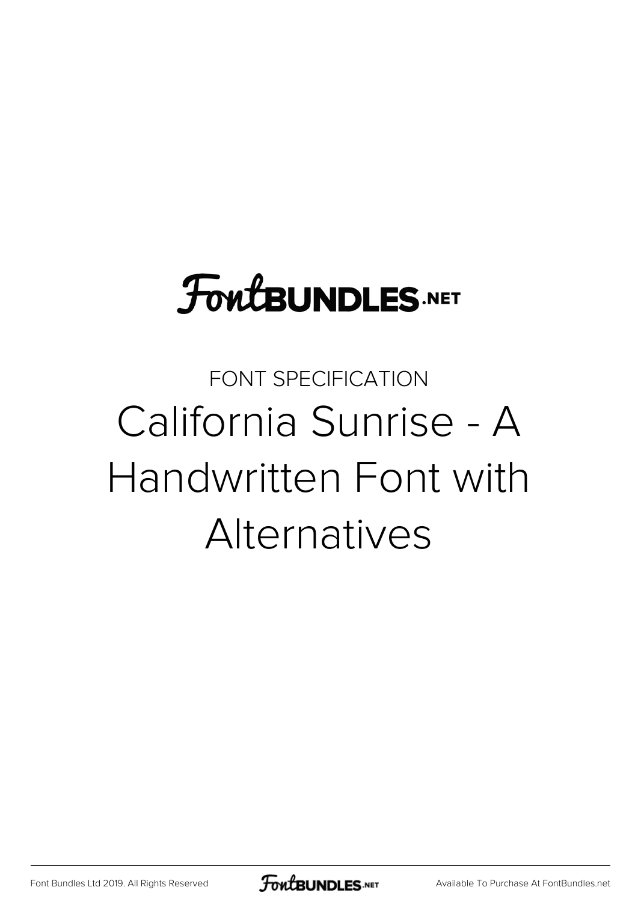FontBUNDLES.NET

FONT SPECIFICATION

# California Sunrise - A Handwritten Font with Alternatives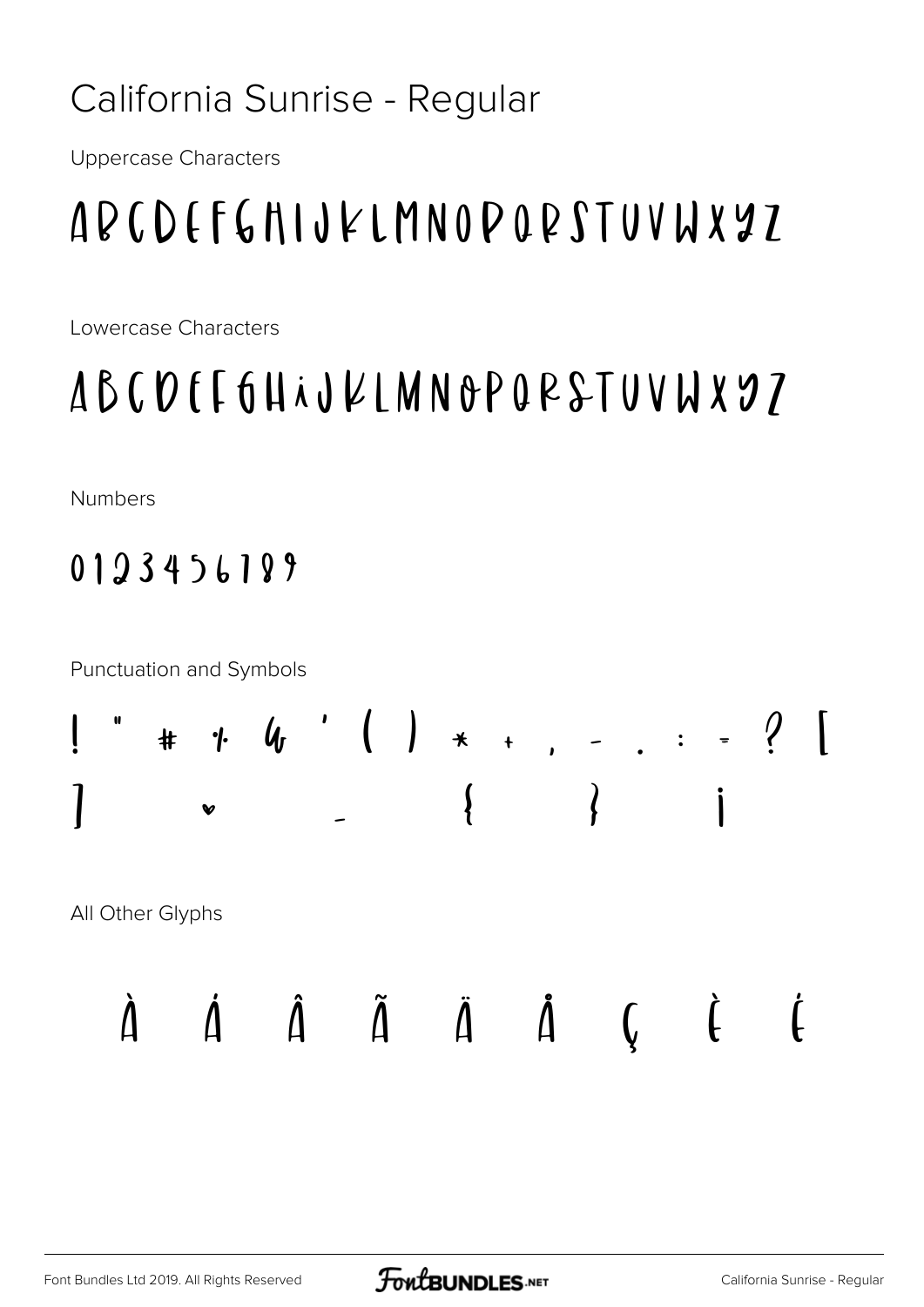# California Sunrise - Regular

Uppercase Characters

ABCDEFGHIJKLMNOPQRSTUVWXYZ

Lowercase Characters

abcdefghijklmnopqrstuvwxyz

Numbers

0123456789

Punctuation and Symbols

! " # % & ' ( ) * + , - . : = ? [

] ♥ _ { } ¡

All Other Glyphs

À Á Â Ã Ä Å Ç È É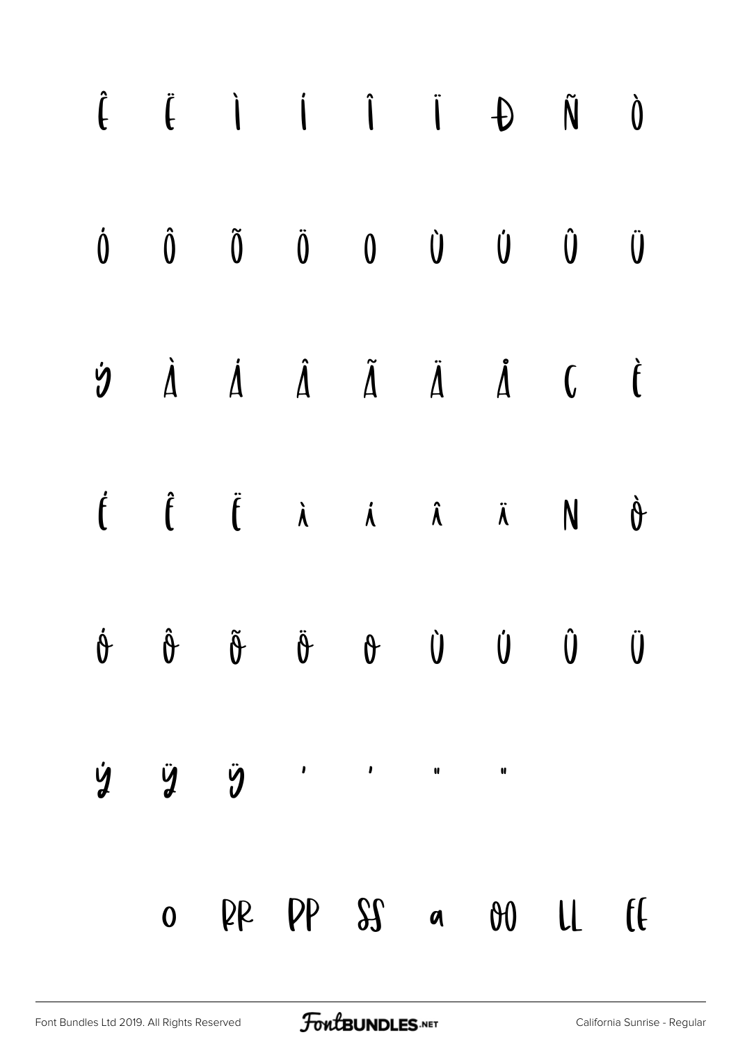Ê Ë Ì Í Î Ï Ð Ñ Ò

Ó Ô Õ Ö Ø Ù Ú Û Ü

Ý à á â ã ä å ç è

é ê ë ì í î ï ñ ò

ó ô õ ö ø ù ú û ü

ý þ ÿ ' ' " "

o RR PP SS a OO LL EE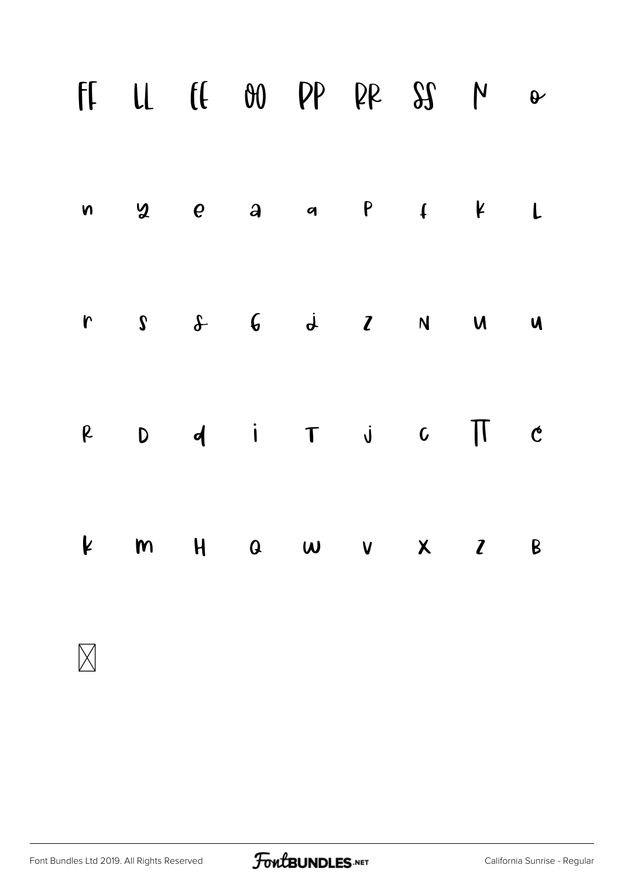FF LL EE OO PP RR SS N o

n y e a a P f K L

r s ẟ G ḋ Z N U u

R D d i T j c ∏ ċ

k m H Q w v x z B

☒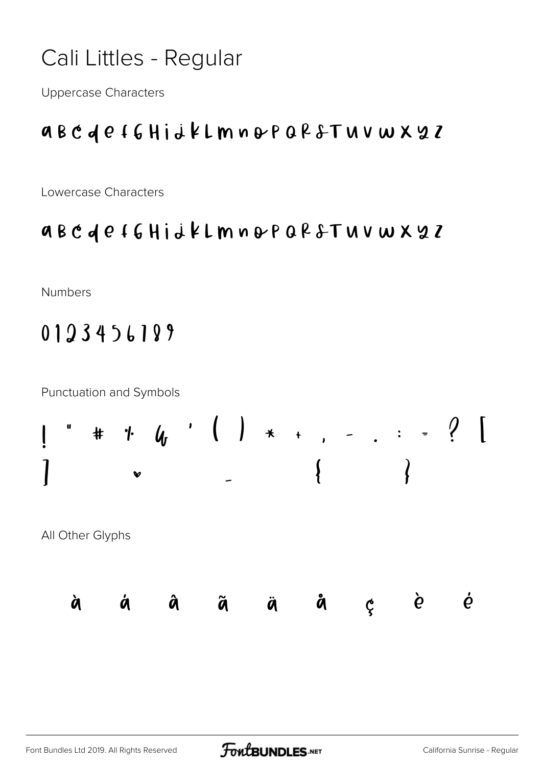# Cali Littles - Regular

Uppercase Characters

A B C D E F G H I J K L M N O P Q R S T U V W X Y Z

Lowercase Characters

a b c d e f g h i j k l m n o p q r s t u v w x y z

Numbers

0 1 2 3 4 5 6 7 8 9

Punctuation and Symbols

! " # % & ' ( ) * + , - . : = ? [
] ♥ _ { }

All Other Glyphs

à á â ã ä å ç è é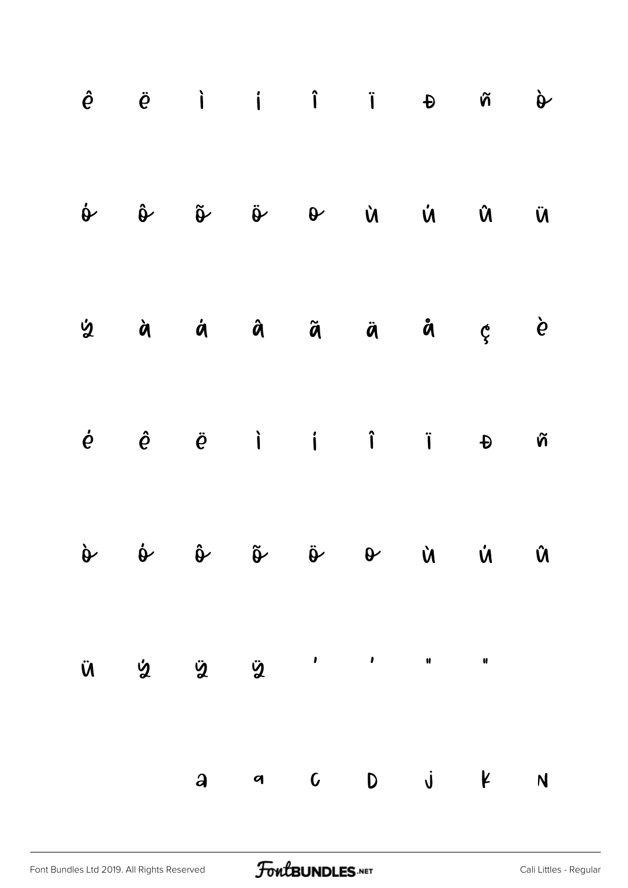ê ë ì í î ï Đ ñ ò

ó ô õ ö ø ù ú û ü

ý à á â ã ä å ç è

é ê ë ì í î ï Đ ñ

ò ó ô õ ö ø ù ú û

ü ý ÿ ÿ ' ' " "

a a C D j K N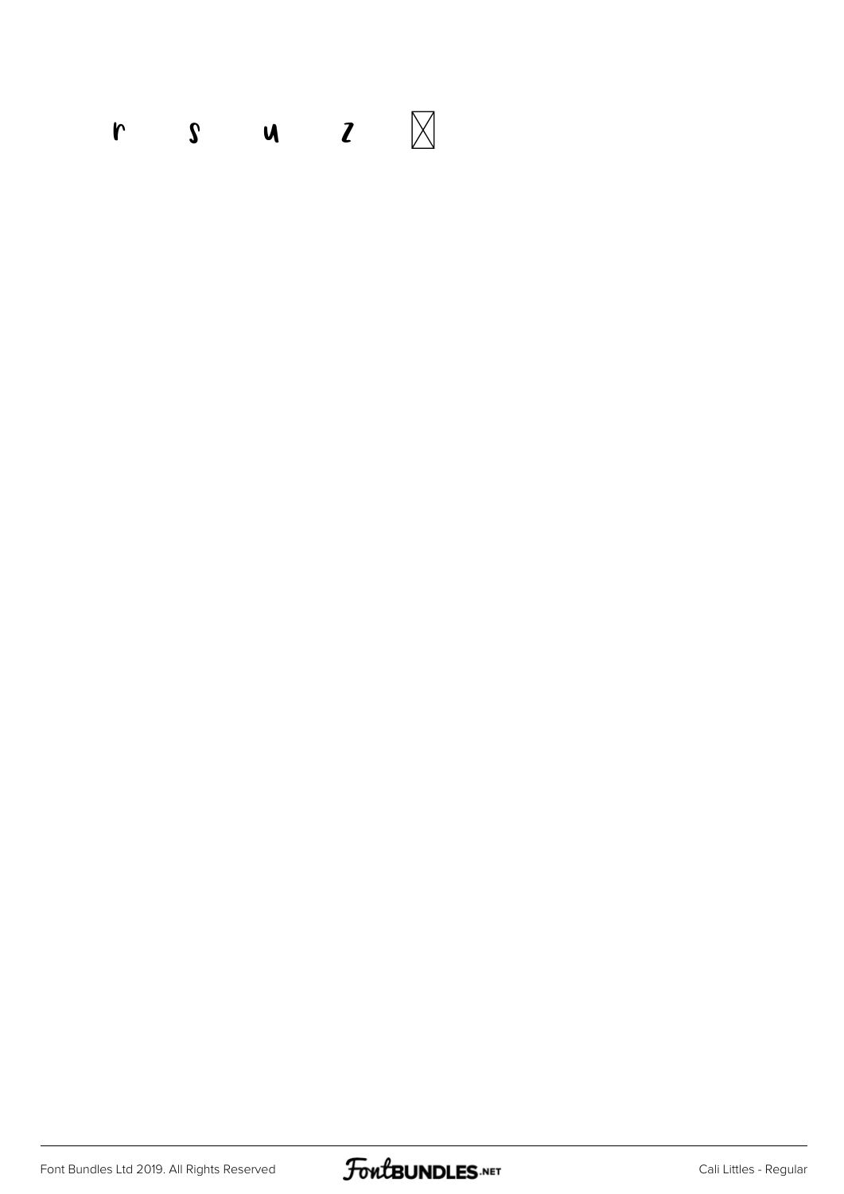r s u z ☒